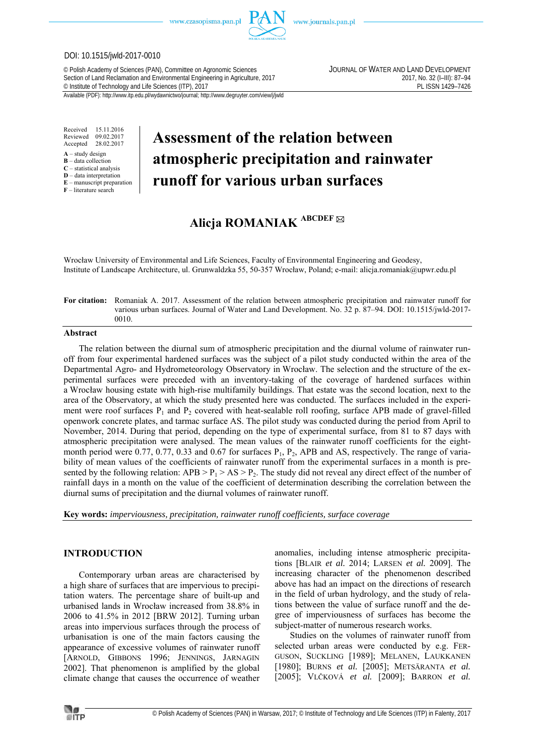DOI: 10.1515/jwld-2017-0010

© Polish Academy of Sciences (PAN), Committee on Agronomic Sciences
Section of Land Reclamation and Environmental Engineering in Agriculture, 2017
© Institute of Technology and Life Sciences (ITP), 2017

JOURNAL OF WATER AND LAND DEVELOPMENT
2017, No. 32 (I–III): 87–94
PL ISSN 1429–7426

Available (PDF): http://www.itp.edu.pl/wydawnictwo/journal; http://www.degruyter.com/view/j/jwld

Received 15.11.2016
Reviewed 09.02.2017
Accepted 28.02.2017

**A** – study design
**B** – data collection
**C** – statistical analysis
**D** – data interpretation
**E** – manuscript preparation
**F** – literature search

# Assessment of the relation between atmospheric precipitation and rainwater runoff for various urban surfaces

**Alicja ROMANIAK** ABCDEF ✉

Wrocław University of Environmental and Life Sciences, Faculty of Environmental Engineering and Geodesy, Institute of Landscape Architecture, ul. Grunwaldzka 55, 50-357 Wrocław, Poland; e-mail: alicja.romaniak@upwr.edu.pl

**For citation:** Romaniak A. 2017. Assessment of the relation between atmospheric precipitation and rainwater runoff for various urban surfaces. Journal of Water and Land Development. No. 32 p. 87–94. DOI: 10.1515/jwld-2017-0010.

## Abstract

The relation between the diurnal sum of atmospheric precipitation and the diurnal volume of rainwater runoff from four experimental hardened surfaces was the subject of a pilot study conducted within the area of the Departmental Agro- and Hydrometeorology Observatory in Wrocław. The selection and the structure of the experimental surfaces were preceded with an inventory-taking of the coverage of hardened surfaces within a Wrocław housing estate with high-rise multifamily buildings. That estate was the second location, next to the area of the Observatory, at which the study presented here was conducted. The surfaces included in the experiment were roof surfaces $P_1$ and $P_2$ covered with heat-sealable roll roofing, surface APB made of gravel-filled openwork concrete plates, and tarmac surface AS. The pilot study was conducted during the period from April to November, 2014. During that period, depending on the type of experimental surface, from 81 to 87 days with atmospheric precipitation were analysed. The mean values of the rainwater runoff coefficients for the eight-month period were 0.77, 0.77, 0.33 and 0.67 for surfaces $P_1$, $P_2$, APB and AS, respectively. The range of variability of mean values of the coefficients of rainwater runoff from the experimental surfaces in a month is presented by the following relation: APB > $P_1$ > AS > $P_2$. The study did not reveal any direct effect of the number of rainfall days in a month on the value of the coefficient of determination describing the correlation between the diurnal sums of precipitation and the diurnal volumes of rainwater runoff.

**Key words:** *imperviousness, precipitation, rainwater runoff coefficients, surface coverage*

## INTRODUCTION

Contemporary urban areas are characterised by a high share of surfaces that are impervious to precipitation waters. The percentage share of built-up and urbanised lands in Wrocław increased from 38.8% in 2006 to 41.5% in 2012 [BRW 2012]. Turning urban areas into impervious surfaces through the process of urbanisation is one of the main factors causing the appearance of excessive volumes of rainwater runoff [ARNOLD, GIBBONS 1996; JENNINGS, JARNAGIN 2002]. That phenomenon is amplified by the global climate change that causes the occurrence of weather anomalies, including intense atmospheric precipitations [BLAIR *et al.* 2014; LARSEN *et al.* 2009]. The increasing character of the phenomenon described above has had an impact on the directions of research in the field of urban hydrology, and the study of relations between the value of surface runoff and the degree of imperviousness of surfaces has become the subject-matter of numerous research works.

Studies on the volumes of rainwater runoff from selected urban areas were conducted by e.g. FERGUSON, SUCKLING [1989]; MELANEN, LAUKKANEN [1980]; BURNS *et al.* [2005]; METSÄRANTA *et al.* [2005]; VLČKOVÁ *et al.* [2009]; BARRON *et al.*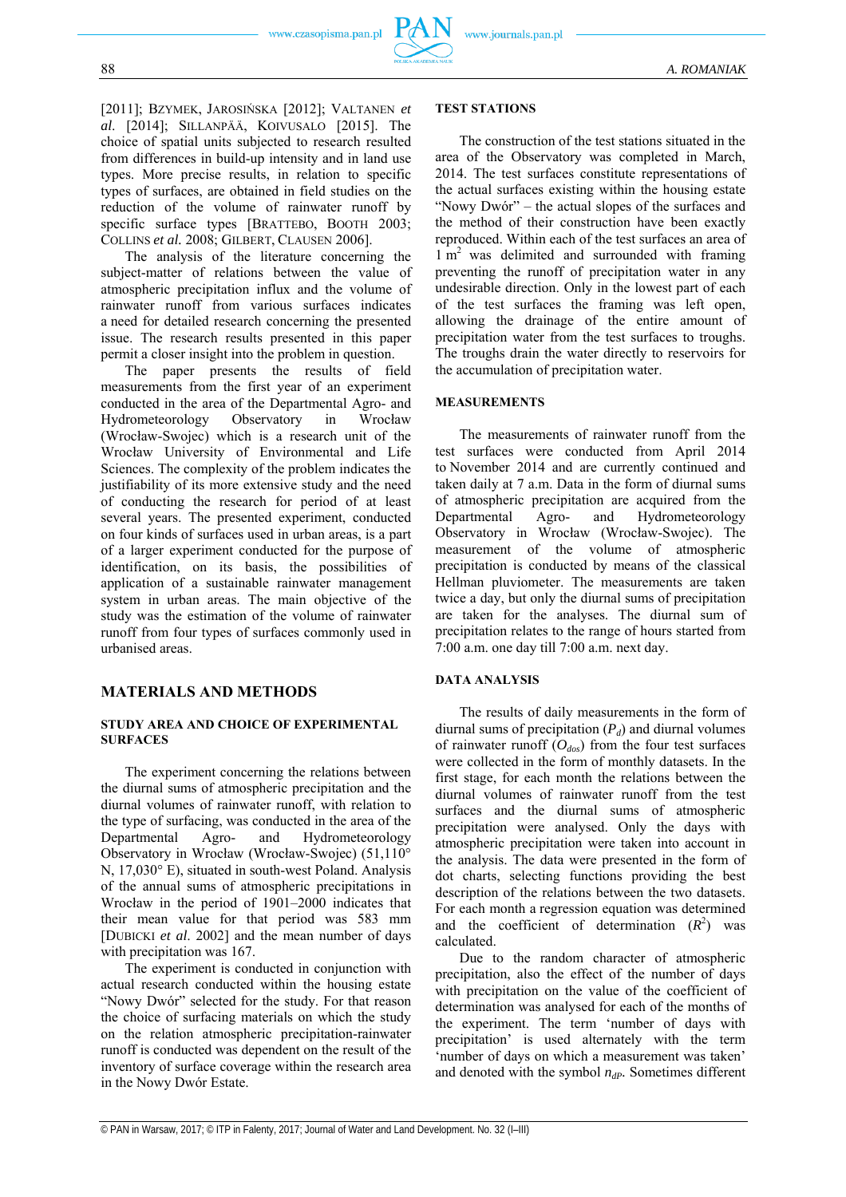[2011]; BZYMEK, JAROSIŃSKA [2012]; VALTANEN *et al.* [2014]; SILLANPÄÄ, KOIVUSALO [2015]. The choice of spatial units subjected to research resulted from differences in build-up intensity and in land use types. More precise results, in relation to specific types of surfaces, are obtained in field studies on the reduction of the volume of rainwater runoff by specific surface types [BRATTEBO, BOOTH 2003; COLLINS *et al.* 2008; GILBERT, CLAUSEN 2006].

The analysis of the literature concerning the subject-matter of relations between the value of atmospheric precipitation influx and the volume of rainwater runoff from various surfaces indicates a need for detailed research concerning the presented issue. The research results presented in this paper permit a closer insight into the problem in question.

The paper presents the results of field measurements from the first year of an experiment conducted in the area of the Departmental Agro- and Hydrometeorology Observatory in Wrocław (Wrocław-Swojec) which is a research unit of the Wrocław University of Environmental and Life Sciences. The complexity of the problem indicates the justifiability of its more extensive study and the need of conducting the research for period of at least several years. The presented experiment, conducted on four kinds of surfaces used in urban areas, is a part of a larger experiment conducted for the purpose of identification, on its basis, the possibilities of application of a sustainable rainwater management system in urban areas. The main objective of the study was the estimation of the volume of rainwater runoff from four types of surfaces commonly used in urbanised areas.

## MATERIALS AND METHODS

### STUDY AREA AND CHOICE OF EXPERIMENTAL SURFACES

The experiment concerning the relations between the diurnal sums of atmospheric precipitation and the diurnal volumes of rainwater runoff, with relation to the type of surfacing, was conducted in the area of the Departmental Agro- and Hydrometeorology Observatory in Wrocław (Wrocław-Swojec) (51,110° N, 17,030° E), situated in south-west Poland. Analysis of the annual sums of atmospheric precipitations in Wrocław in the period of 1901–2000 indicates that their mean value for that period was 583 mm [DUBICKI *et al.* 2002] and the mean number of days with precipitation was 167.

The experiment is conducted in conjunction with actual research conducted within the housing estate "Nowy Dwór" selected for the study. For that reason the choice of surfacing materials on which the study on the relation atmospheric precipitation-rainwater runoff is conducted was dependent on the result of the inventory of surface coverage within the research area in the Nowy Dwór Estate.

### TEST STATIONS

The construction of the test stations situated in the area of the Observatory was completed in March, 2014. The test surfaces constitute representations of the actual surfaces existing within the housing estate "Nowy Dwór" – the actual slopes of the surfaces and the method of their construction have been exactly reproduced. Within each of the test surfaces an area of 1 $m^2$ was delimited and surrounded with framing preventing the runoff of precipitation water in any undesirable direction. Only in the lowest part of each of the test surfaces the framing was left open, allowing the drainage of the entire amount of precipitation water from the test surfaces to troughs. The troughs drain the water directly to reservoirs for the accumulation of precipitation water.

### MEASUREMENTS

The measurements of rainwater runoff from the test surfaces were conducted from April 2014 to November 2014 and are currently continued and taken daily at 7 a.m. Data in the form of diurnal sums of atmospheric precipitation are acquired from the Departmental Agro- and Hydrometeorology Observatory in Wrocław (Wrocław-Swojec). The measurement of the volume of atmospheric precipitation is conducted by means of the classical Hellman pluviometer. The measurements are taken twice a day, but only the diurnal sums of precipitation are taken for the analyses. The diurnal sum of precipitation relates to the range of hours started from 7:00 a.m. one day till 7:00 a.m. next day.

### DATA ANALYSIS

The results of daily measurements in the form of diurnal sums of precipitation ($P_d$) and diurnal volumes of rainwater runoff ($O_{dos}$) from the four test surfaces were collected in the form of monthly datasets. In the first stage, for each month the relations between the diurnal volumes of rainwater runoff from the test surfaces and the diurnal sums of atmospheric precipitation were analysed. Only the days with atmospheric precipitation were taken into account in the analysis. The data were presented in the form of dot charts, selecting functions providing the best description of the relations between the two datasets. For each month a regression equation was determined and the coefficient of determination ($R^2$) was calculated.

Due to the random character of atmospheric precipitation, also the effect of the number of days with precipitation on the value of the coefficient of determination was analysed for each of the months of the experiment. The term 'number of days with precipitation' is used alternately with the term 'number of days on which a measurement was taken' and denoted with the symbol $n_{dP}$. Sometimes different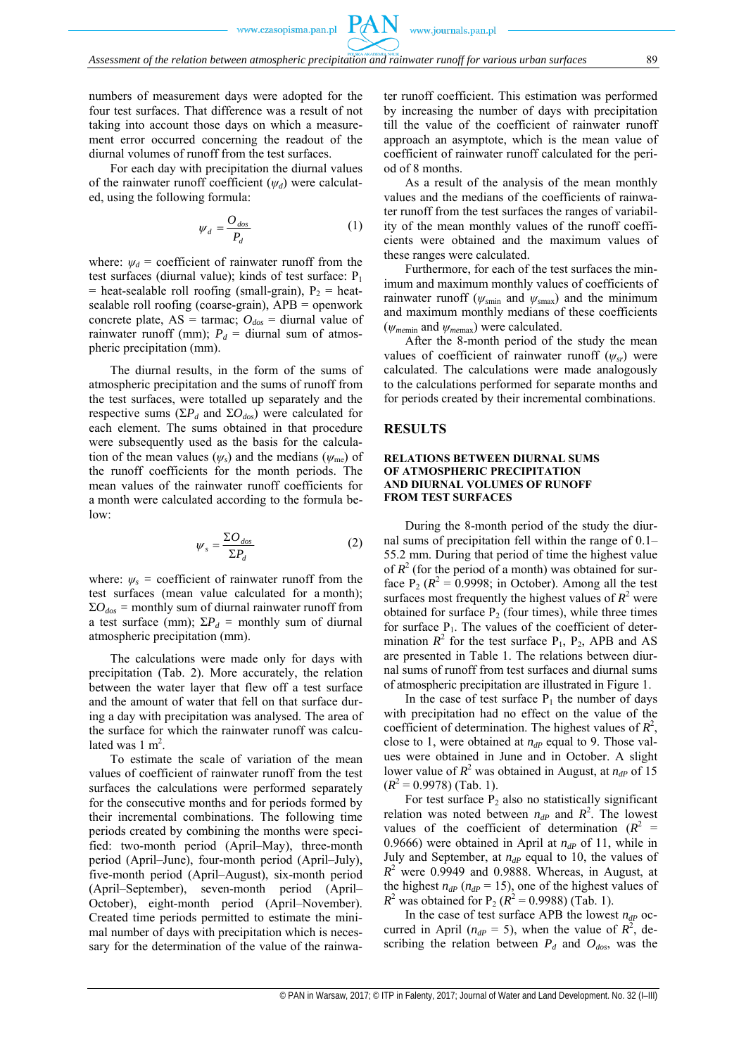numbers of measurement days were adopted for the four test surfaces. That difference was a result of not taking into account those days on which a measurement error occurred concerning the readout of the diurnal volumes of runoff from the test surfaces.

For each day with precipitation the diurnal values of the rainwater runoff coefficient ($\psi_d$) were calculated, using the following formula:

$$\psi_d = \frac{O_{dos}}{P_d} \tag{1}$$

where: $\psi_d$ = coefficient of rainwater runoff from the test surfaces (diurnal value); kinds of test surface: $P_1$ = heat-sealable roll roofing (small-grain), $P_2$ = heat-sealable roll roofing (coarse-grain), APB = openwork concrete plate, AS = tarmac; $O_{dos}$ = diurnal value of rainwater runoff (mm); $P_d$ = diurnal sum of atmospheric precipitation (mm).

The diurnal results, in the form of the sums of atmospheric precipitation and the sums of runoff from the test surfaces, were totalled up separately and the respective sums ($\Sigma P_d$ and $\Sigma O_{dos}$) were calculated for each element. The sums obtained in that procedure were subsequently used as the basis for the calculation of the mean values ($\psi_s$) and the medians ($\psi_{me}$) of the runoff coefficients for the month periods. The mean values of the rainwater runoff coefficients for a month were calculated according to the formula below:

$$\psi_s = \frac{\Sigma O_{dos}}{\Sigma P_d} \tag{2}$$

where: $\psi_s$ = coefficient of rainwater runoff from the test surfaces (mean value calculated for a month); $\Sigma O_{dos}$ = monthly sum of diurnal rainwater runoff from a test surface (mm); $\Sigma P_d$ = monthly sum of diurnal atmospheric precipitation (mm).

The calculations were made only for days with precipitation (Tab. 2). More accurately, the relation between the water layer that flew off a test surface and the amount of water that fell on that surface during a day with precipitation was analysed. The area of the surface for which the rainwater runoff was calculated was 1 m$^2$.

To estimate the scale of variation of the mean values of coefficient of rainwater runoff from the test surfaces the calculations were performed separately for the consecutive months and for periods formed by their incremental combinations. The following time periods were specified by combining the months were specified: two-month period (April–May), three-month period (April–June), four-month period (April–July), five-month period (April–August), six-month period (April–September), seven-month period (April–October), eight-month period (April–November). Created time periods permitted to estimate the minimal number of days with precipitation which is necessary for the determination of the value of the rainwater runoff coefficient. This estimation was performed by increasing the number of days with precipitation till the value of the coefficient of rainwater runoff approach an asymptote, which is the mean value of coefficient of rainwater runoff calculated for the period of 8 months.

As a result of the analysis of the mean monthly values and the medians of the coefficients of rainwater runoff from the test surfaces the ranges of variability of the mean monthly values of the runoff coefficients were obtained and the maximum values of these ranges were calculated.

Furthermore, for each of the test surfaces the minimum and maximum monthly values of coefficients of rainwater runoff ($\psi_{smin}$ and $\psi_{smax}$) and the minimum and maximum monthly medians of these coefficients ($\psi_{memin}$ and $\psi_{memax}$) were calculated.

After the 8-month period of the study the mean values of coefficient of rainwater runoff ($\psi_{sr}$) were calculated. The calculations were made analogously to the calculations performed for separate months and for periods created by their incremental combinations.

## RESULTS

### RELATIONS BETWEEN DIURNAL SUMS OF ATMOSPHERIC PRECIPITATION AND DIURNAL VOLUMES OF RUNOFF FROM TEST SURFACES

During the 8-month period of the study the diurnal sums of precipitation fell within the range of 0.1–55.2 mm. During that period of time the highest value of $R^2$ (for the period of a month) was obtained for surface $P_2$ ($R^2$ = 0.9998; in October). Among all the test surfaces most frequently the highest values of $R^2$ were obtained for surface $P_2$ (four times), while three times for surface $P_1$. The values of the coefficient of determination $R^2$ for the test surface $P_1$, $P_2$, APB and AS are presented in Table 1. The relations between diurnal sums of runoff from test surfaces and diurnal sums of atmospheric precipitation are illustrated in Figure 1.

In the case of test surface $P_1$ the number of days with precipitation had no effect on the value of the coefficient of determination. The highest values of $R^2$, close to 1, were obtained at $n_{dP}$ equal to 9. Those values were obtained in June and in October. A slight lower value of $R^2$ was obtained in August, at $n_{dP}$ of 15 ($R^2$ = 0.9978) (Tab. 1).

For test surface $P_2$ also no statistically significant relation was noted between $n_{dP}$ and $R^2$. The lowest values of the coefficient of determination ($R^2$ = 0.9666) were obtained in April at $n_{dP}$ of 11, while in July and September, at $n_{dP}$ equal to 10, the values of $R^2$ were 0.9949 and 0.9888. Whereas, in August, at the highest $n_{dP}$ ($n_{dP}$ = 15), one of the highest values of $R^2$ was obtained for $P_2$ ($R^2$ = 0.9988) (Tab. 1).

In the case of test surface APB the lowest $n_{dP}$ occurred in April ($n_{dP}$ = 5), when the value of $R^2$, describing the relation between $P_d$ and $O_{dos}$, was the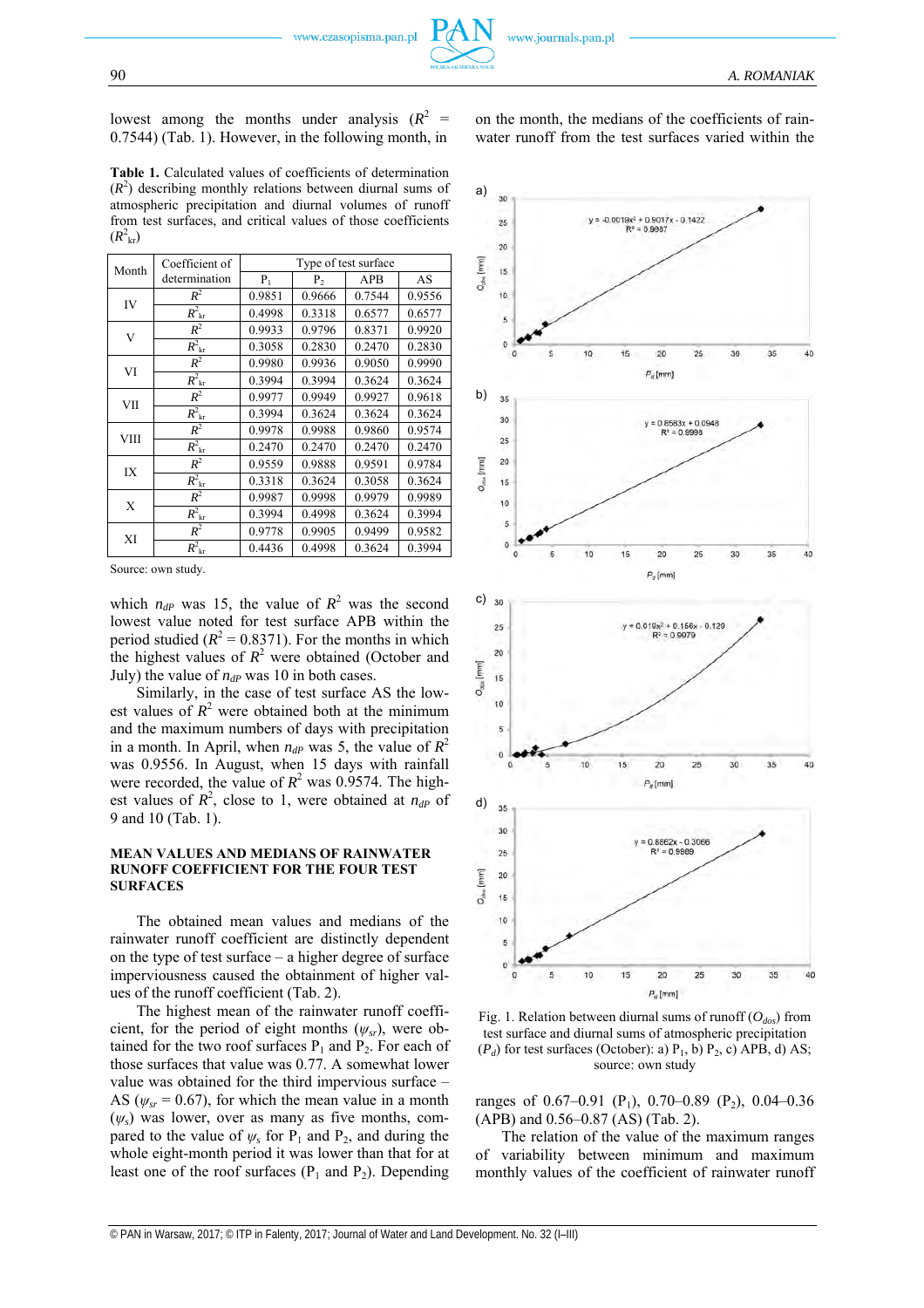lowest among the months under analysis ($R^2$ = 0.7544) (Tab. 1). However, in the following month, in which $n_{dP}$ was 15, the value of $R^2$ was the second lowest value noted for test surface APB within the period studied ($R^2$ = 0.8371). For the months in which the highest values of $R^2$ were obtained (October and July) the value of $n_{dP}$ was 10 in both cases.

**Table 1.** Calculated values of coefficients of determination ($R^2$) describing monthly relations between diurnal sums of atmospheric precipitation and diurnal volumes of runoff from test surfaces, and critical values of those coefficients ($R^2_{kr}$)

| Month | Coefficient of determination | Type of test surface | | | |
|---|---|---|---|---|---|
| | | $P_1$ | $P_2$ | APB | AS |
| IV | $R^2$ | 0.9851 | 0.9666 | 0.7544 | 0.9556 |
| | $R^2_{kr}$ | 0.4998 | 0.3318 | 0.6577 | 0.6577 |
| V | $R^2$ | 0.9933 | 0.9796 | 0.8371 | 0.9920 |
| | $R^2_{kr}$ | 0.3058 | 0.2830 | 0.2470 | 0.2830 |
| VI | $R^2$ | 0.9980 | 0.9936 | 0.9050 | 0.9990 |
| | $R^2_{kr}$ | 0.3994 | 0.3994 | 0.3624 | 0.3624 |
| VII | $R^2$ | 0.9977 | 0.9949 | 0.9927 | 0.9618 |
| | $R^2_{kr}$ | 0.3994 | 0.3624 | 0.3624 | 0.3624 |
| VIII | $R^2$ | 0.9978 | 0.9988 | 0.9860 | 0.9574 |
| | $R^2_{kr}$ | 0.2470 | 0.2470 | 0.2470 | 0.2470 |
| IX | $R^2$ | 0.9559 | 0.9888 | 0.9591 | 0.9784 |
| | $R^2_{kr}$ | 0.3318 | 0.3624 | 0.3058 | 0.3624 |
| X | $R^2$ | 0.9987 | 0.9998 | 0.9979 | 0.9989 |
| | $R^2_{kr}$ | 0.3994 | 0.4998 | 0.3624 | 0.3994 |
| XI | $R^2$ | 0.9778 | 0.9905 | 0.9499 | 0.9582 |
| | $R^2_{kr}$ | 0.4436 | 0.4998 | 0.3624 | 0.3994 |

Source: own study.

Similarly, in the case of test surface AS the lowest values of $R^2$ were obtained both at the minimum and the maximum numbers of days with precipitation in a month. In April, when $n_{dP}$ was 5, the value of $R^2$ was 0.9556. In August, when 15 days with rainfall were recorded, the value of $R^2$ was 0.9574. The highest values of $R^2$, close to 1, were obtained at $n_{dP}$ of 9 and 10 (Tab. 1).

## MEAN VALUES AND MEDIANS OF RAINWATER RUNOFF COEFFICIENT FOR THE FOUR TEST SURFACES

The obtained mean values and medians of the rainwater runoff coefficient are distinctly dependent on the type of test surface – a higher degree of surface imperviousness caused the obtainment of higher values of the runoff coefficient (Tab. 2).

The highest mean of the rainwater runoff coefficient, for the period of eight months ($\psi_{sr}$), were obtained for the two roof surfaces $P_1$ and $P_2$. For each of those surfaces that value was 0.77. A somewhat lower value was obtained for the third impervious surface – AS ($\psi_{sr}$ = 0.67), for which the mean value in a month ($\psi_s$) was lower, over as many as five months, compared to the value of $\psi_s$ for $P_1$ and $P_2$, and during the whole eight-month period it was lower than that for at least one of the roof surfaces ($P_1$ and $P_2$). Depending on the month, the medians of the coefficients of rainwater runoff from the test surfaces varied within the ranges of 0.67–0.91 ($P_1$), 0.70–0.89 ($P_2$), 0.04–0.36 (APB) and 0.56–0.87 (AS) (Tab. 2).

a) $y = -0.0019x^2 + 0.9017x - 0.1422$, $R^2 = 0.9987$

b) $y = 0.8583x + 0.0948$, $R^2 = 0.9998$

c) $y = 0.019x^2 + 0.156x - 0.129$, $R^2 = 0.9979$

d) $y = 0.8862x - 0.3066$, $R^2 = 0.9989$

Fig. 1. Relation between diurnal sums of runoff ($O_{dos}$) from test surface and diurnal sums of atmospheric precipitation ($P_d$) for test surfaces (October): a) $P_1$, b) $P_2$, c) APB, d) AS; source: own study

The relation of the value of the maximum ranges of variability between minimum and maximum monthly values of the coefficient of rainwater runoff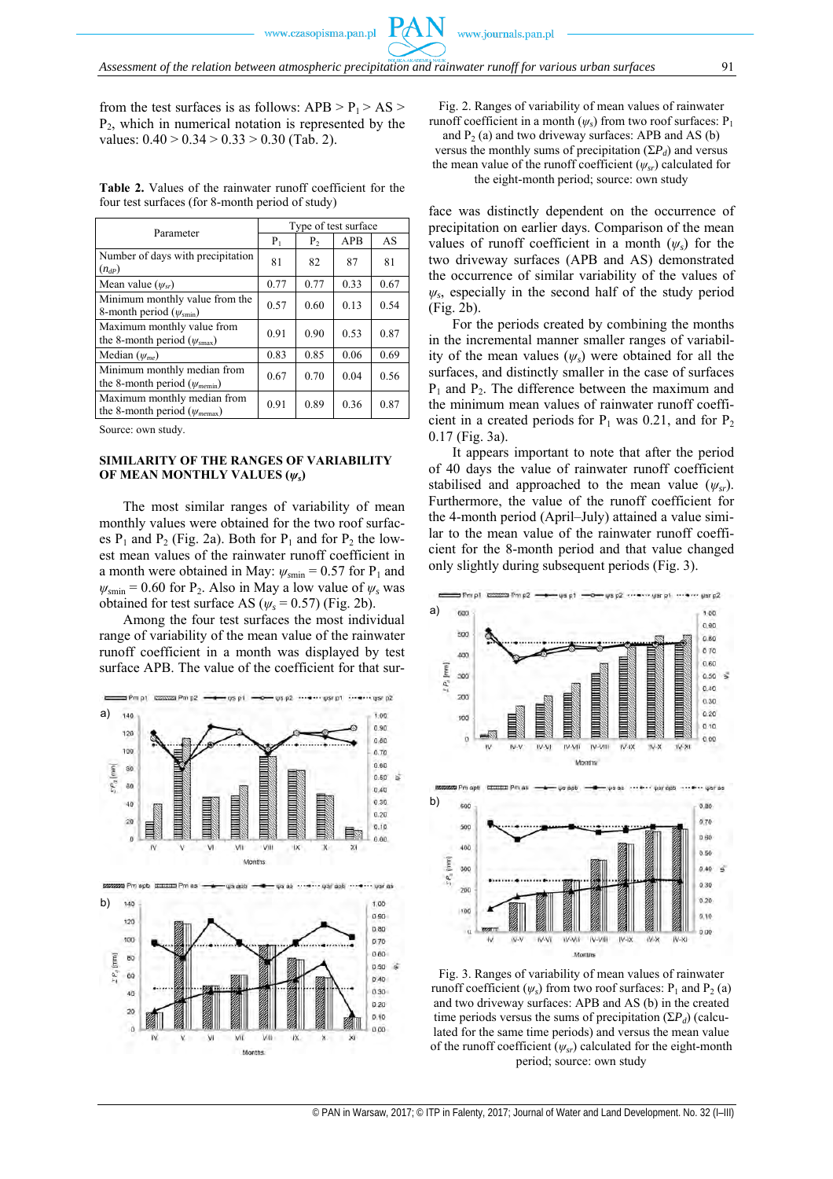from the test surfaces is as follows: APB > $P_1$ > AS > $P_2$, which in numerical notation is represented by the values: 0.40 > 0.34 > 0.33 > 0.30 (Tab. 2).

**Table 2.** Values of the rainwater runoff coefficient for the four test surfaces (for 8-month period of study)

| Parameter | Type of test surface | | | |
|---|---|---|---|---|
| | $P_1$ | $P_2$ | APB | AS |
| Number of days with precipitation ($n_{dP}$) | 81 | 82 | 87 | 81 |
| Mean value ($\psi_{sr}$) | 0.77 | 0.77 | 0.33 | 0.67 |
| Minimum monthly value from the 8-month period ($\psi_{smin}$) | 0.57 | 0.60 | 0.13 | 0.54 |
| Maximum monthly value from the 8-month period ($\psi_{smax}$) | 0.91 | 0.90 | 0.53 | 0.87 |
| Median ($\psi_{me}$) | 0.83 | 0.85 | 0.06 | 0.69 |
| Minimum monthly median from the 8-month period ($\psi_{memin}$) | 0.67 | 0.70 | 0.04 | 0.56 |
| Maximum monthly median from the 8-month period ($\psi_{memax}$) | 0.91 | 0.89 | 0.36 | 0.87 |

Source: own study.

## SIMILARITY OF THE RANGES OF VARIABILITY OF MEAN MONTHLY VALUES ($\psi_s$)

The most similar ranges of variability of mean monthly values were obtained for the two roof surfaces $P_1$ and $P_2$ (Fig. 2a). Both for $P_1$ and for $P_2$ the lowest mean values of the rainwater runoff coefficient in a month were obtained in May: $\psi_{smin}$ = 0.57 for $P_1$ and $\psi_{smin}$ = 0.60 for $P_2$. Also in May a low value of $\psi_s$ was obtained for test surface AS ($\psi_s$ = 0.57) (Fig. 2b).

Among the four test surfaces the most individual range of variability of the mean value of the rainwater runoff coefficient in a month was displayed by test surface APB. The value of the coefficient for that surface was distinctly dependent on the occurrence of precipitation on earlier days. Comparison of the mean values of runoff coefficient in a month ($\psi_s$) for the two driveway surfaces (APB and AS) demonstrated the occurrence of similar variability of the values of $\psi_s$, especially in the second half of the study period (Fig. 2b).

Fig. 2. Ranges of variability of mean values of rainwater runoff coefficient in a month ($\psi_s$) from two roof surfaces: $P_1$ and $P_2$ (a) and two driveway surfaces: APB and AS (b) versus the monthly sums of precipitation ($\Sigma P_d$) and versus the mean value of the runoff coefficient ($\psi_{sr}$) calculated for the eight-month period; source: own study

For the periods created by combining the months in the incremental manner smaller ranges of variability of the mean values ($\psi_s$) were obtained for all the surfaces, and distinctly smaller in the case of surfaces $P_1$ and $P_2$. The difference between the maximum and the minimum mean values of rainwater runoff coefficient in a created periods for $P_1$ was 0.21, and for $P_2$ 0.17 (Fig. 3a).

It appears important to note that after the period of 40 days the value of rainwater runoff coefficient stabilised and approached to the mean value ($\psi_{sr}$). Furthermore, the value of the runoff coefficient for the 4-month period (April–July) attained a value similar to the mean value of the rainwater runoff coefficient for the 8-month period and that value changed only slightly during subsequent periods (Fig. 3).

Fig. 3. Ranges of variability of mean values of rainwater runoff coefficient ($\psi_s$) from two roof surfaces: $P_1$ and $P_2$ (a) and two driveway surfaces: APB and AS (b) in the created time periods versus the sums of precipitation ($\Sigma P_d$) (calculated for the same time periods) and versus the mean value of the runoff coefficient ($\psi_{sr}$) calculated for the eight-month period; source: own study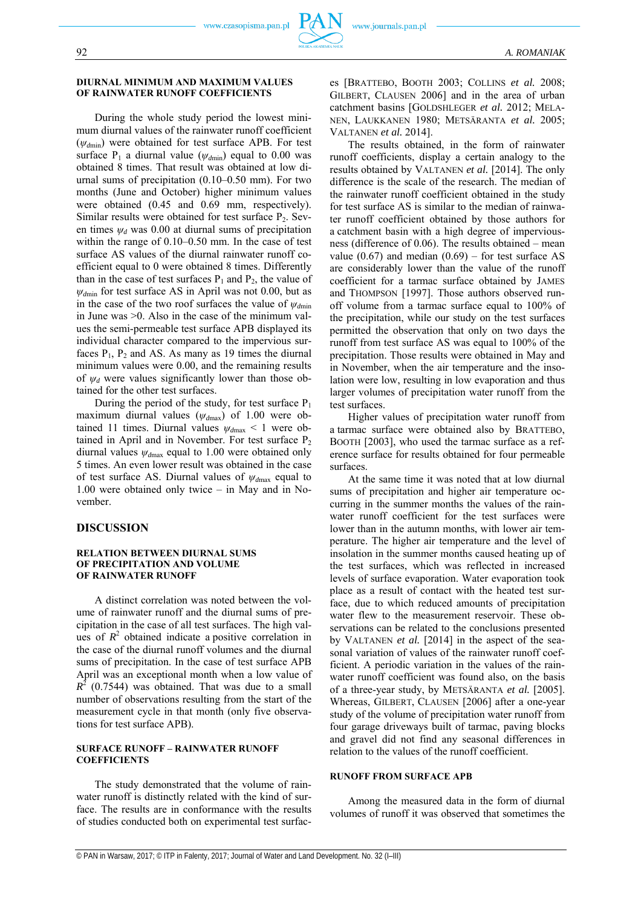### DIURNAL MINIMUM AND MAXIMUM VALUES OF RAINWATER RUNOFF COEFFICIENTS

During the whole study period the lowest minimum diurnal values of the rainwater runoff coefficient ($\psi_{d\min}$) were obtained for test surface APB. For test surface $P_1$ a diurnal value ($\psi_{d\min}$) equal to 0.00 was obtained 8 times. That result was obtained at low diurnal sums of precipitation (0.10–0.50 mm). For two months (June and October) higher minimum values were obtained (0.45 and 0.69 mm, respectively). Similar results were obtained for test surface $P_2$. Seven times $\psi_d$ was 0.00 at diurnal sums of precipitation within the range of 0.10–0.50 mm. In the case of test surface AS values of the diurnal rainwater runoff coefficient equal to 0 were obtained 8 times. Differently than in the case of test surfaces $P_1$ and $P_2$, the value of $\psi_{d\min}$ for test surface AS in April was not 0.00, but as in the case of the two roof surfaces the value of $\psi_{d\min}$ in June was >0. Also in the case of the minimum values the semi-permeable test surface APB displayed its individual character compared to the impervious surfaces $P_1$, $P_2$ and AS. As many as 19 times the diurnal minimum values were 0.00, and the remaining results of $\psi_d$ were values significantly lower than those obtained for the other test surfaces.

During the period of the study, for test surface $P_1$ maximum diurnal values ($\psi_{d\max}$) of 1.00 were obtained 11 times. Diurnal values $\psi_{d\max}$ < 1 were obtained in April and in November. For test surface $P_2$ diurnal values $\psi_{d\max}$ equal to 1.00 were obtained only 5 times. An even lower result was obtained in the case of test surface AS. Diurnal values of $\psi_{d\max}$ equal to 1.00 were obtained only twice – in May and in November.

## DISCUSSION

### RELATION BETWEEN DIURNAL SUMS OF PRECIPITATION AND VOLUME OF RAINWATER RUNOFF

A distinct correlation was noted between the volume of rainwater runoff and the diurnal sums of precipitation in the case of all test surfaces. The high values of $R^2$ obtained indicate a positive correlation in the case of the diurnal runoff volumes and the diurnal sums of precipitation. In the case of test surface APB April was an exceptional month when a low value of $R^2$ (0.7544) was obtained. That was due to a small number of observations resulting from the start of the measurement cycle in that month (only five observations for test surface APB).

### SURFACE RUNOFF – RAINWATER RUNOFF COEFFICIENTS

The study demonstrated that the volume of rainwater runoff is distinctly related with the kind of surface. The results are in conformance with the results of studies conducted both on experimental test surfaces [BRATTEBO, BOOTH 2003; COLLINS *et al.* 2008; GILBERT, CLAUSEN 2006] and in the area of urban catchment basins [GOLDSHLEGER *et al.* 2012; MELANEN, LAUKKANEN 1980; METSÄRANTA *et al.* 2005; VALTANEN *et al.* 2014].

The results obtained, in the form of rainwater runoff coefficients, display a certain analogy to the results obtained by VALTANEN *et al.* [2014]. The only difference is the scale of the research. The median of the rainwater runoff coefficient obtained in the study for test surface AS is similar to the median of rainwater runoff coefficient obtained by those authors for a catchment basin with a high degree of imperviousness (difference of 0.06). The results obtained – mean value (0.67) and median (0.69) – for test surface AS are considerably lower than the value of the runoff coefficient for a tarmac surface obtained by JAMES and THOMPSON [1997]. Those authors observed runoff volume from a tarmac surface equal to 100% of the precipitation, while our study on the test surfaces permitted the observation that only on two days the runoff from test surface AS was equal to 100% of the precipitation. Those results were obtained in May and in November, when the air temperature and the insolation were low, resulting in low evaporation and thus larger volumes of precipitation water runoff from the test surfaces.

Higher values of precipitation water runoff from a tarmac surface were obtained also by BRATTEBO, BOOTH [2003], who used the tarmac surface as a reference surface for results obtained for four permeable surfaces.

At the same time it was noted that at low diurnal sums of precipitation and higher air temperature occurring in the summer months the values of the rainwater runoff coefficient for the test surfaces were lower than in the autumn months, with lower air temperature. The higher air temperature and the level of insolation in the summer months caused heating up of the test surfaces, which was reflected in increased levels of surface evaporation. Water evaporation took place as a result of contact with the heated test surface, due to which reduced amounts of precipitation water flew to the measurement reservoir. These observations can be related to the conclusions presented by VALTANEN *et al.* [2014] in the aspect of the seasonal variation of values of the rainwater runoff coefficient. A periodic variation in the values of the rainwater runoff coefficient was found also, on the basis of a three-year study, by METSÄRANTA *et al.* [2005]. Whereas, GILBERT, CLAUSEN [2006] after a one-year study of the volume of precipitation water runoff from four garage driveways built of tarmac, paving blocks and gravel did not find any seasonal differences in relation to the values of the runoff coefficient.

### RUNOFF FROM SURFACE APB

Among the measured data in the form of diurnal volumes of runoff it was observed that sometimes the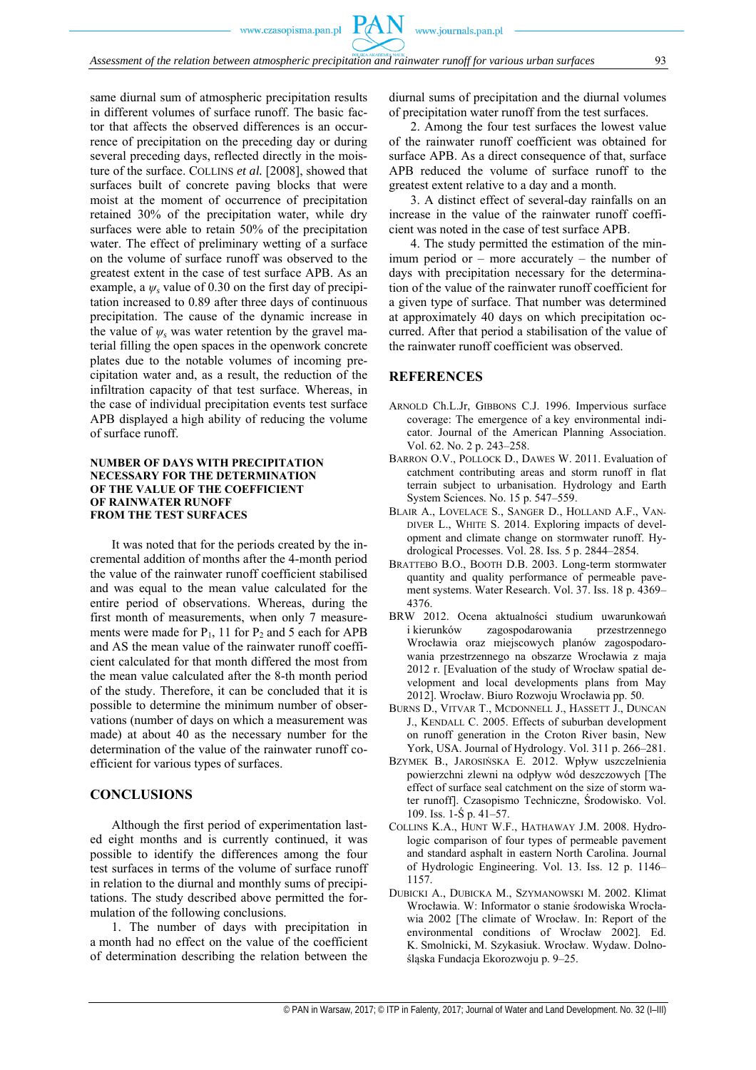same diurnal sum of atmospheric precipitation results in different volumes of surface runoff. The basic factor that affects the observed differences is an occurrence of precipitation on the preceding day or during several preceding days, reflected directly in the moisture of the surface. COLLINS *et al.* [2008], showed that surfaces built of concrete paving blocks that were moist at the moment of occurrence of precipitation retained 30% of the precipitation water, while dry surfaces were able to retain 50% of the precipitation water. The effect of preliminary wetting of a surface on the volume of surface runoff was observed to the greatest extent in the case of test surface APB. As an example, a $\psi_s$ value of 0.30 on the first day of precipitation increased to 0.89 after three days of continuous precipitation. The cause of the dynamic increase in the value of $\psi_s$ was water retention by the gravel material filling the open spaces in the openwork concrete plates due to the notable volumes of incoming precipitation water and, as a result, the reduction of the infiltration capacity of that test surface. Whereas, in the case of individual precipitation events test surface APB displayed a high ability of reducing the volume of surface runoff.

## NUMBER OF DAYS WITH PRECIPITATION NECESSARY FOR THE DETERMINATION OF THE VALUE OF THE COEFFICIENT OF RAINWATER RUNOFF FROM THE TEST SURFACES

It was noted that for the periods created by the incremental addition of months after the 4-month period the value of the rainwater runoff coefficient stabilised and was equal to the mean value calculated for the entire period of observations. Whereas, during the first month of measurements, when only 7 measurements were made for $P_1$, 11 for $P_2$ and 5 each for APB and AS the mean value of the rainwater runoff coefficient calculated for that month differed the most from the mean value calculated after the 8-th month period of the study. Therefore, it can be concluded that it is possible to determine the minimum number of observations (number of days on which a measurement was made) at about 40 as the necessary number for the determination of the value of the rainwater runoff coefficient for various types of surfaces.

## CONCLUSIONS

Although the first period of experimentation lasted eight months and is currently continued, it was possible to identify the differences among the four test surfaces in terms of the volume of surface runoff in relation to the diurnal and monthly sums of precipitations. The study described above permitted the formulation of the following conclusions.

1. The number of days with precipitation in a month had no effect on the value of the coefficient of determination describing the relation between the diurnal sums of precipitation and the diurnal volumes of precipitation water runoff from the test surfaces.

2. Among the four test surfaces the lowest value of the rainwater runoff coefficient was obtained for surface APB. As a direct consequence of that, surface APB reduced the volume of surface runoff to the greatest extent relative to a day and a month.

3. A distinct effect of several-day rainfalls on an increase in the value of the rainwater runoff coefficient was noted in the case of test surface APB.

4. The study permitted the estimation of the minimum period or – more accurately – the number of days with precipitation necessary for the determination of the value of the rainwater runoff coefficient for a given type of surface. That number was determined at approximately 40 days on which precipitation occurred. After that period a stabilisation of the value of the rainwater runoff coefficient was observed.

## REFERENCES

ARNOLD Ch.L.Jr, GIBBONS C.J. 1996. Impervious surface coverage: The emergence of a key environmental indicator. Journal of the American Planning Association. Vol. 62. No. 2 p. 243–258.

BARRON O.V., POLLOCK D., DAWES W. 2011. Evaluation of catchment contributing areas and storm runoff in flat terrain subject to urbanisation. Hydrology and Earth System Sciences. No. 15 p. 547–559.

BLAIR A., LOVELACE S., SANGER D., HOLLAND A.F., VANDIVER L., WHITE S. 2014. Exploring impacts of development and climate change on stormwater runoff. Hydrological Processes. Vol. 28. Iss. 5 p. 2844–2854.

BRATTEBO B.O., BOOTH D.B. 2003. Long-term stormwater quantity and quality performance of permeable pavement systems. Water Research. Vol. 37. Iss. 18 p. 4369–4376.

BRW 2012. Ocena aktualności studium uwarunkowań i kierunków zagospodarowania przestrzennego Wrocławia oraz miejscowych planów zagospodarowania przestrzennego na obszarze Wrocławia z maja 2012 r. [Evaluation of the study of Wrocław spatial development and local developments plans from May 2012]. Wrocław. Biuro Rozwoju Wrocławia pp. 50.

BURNS D., VITVAR T., MCDONNELL J., HASSETT J., DUNCAN J., KENDALL C. 2005. Effects of suburban development on runoff generation in the Croton River basin, New York, USA. Journal of Hydrology. Vol. 311 p. 266–281.

BZYMEK B., JAROSIŃSKA E. 2012. Wpływ uszczelnienia powierzchni zlewni na odpływ wód deszczowych [The effect of surface seal catchment on the size of storm water runoff]. Czasopismo Techniczne, Środowisko. Vol. 109. Iss. 1-Ś p. 41–57.

COLLINS K.A., HUNT W.F., HATHAWAY J.M. 2008. Hydrologic comparison of four types of permeable pavement and standard asphalt in eastern North Carolina. Journal of Hydrologic Engineering. Vol. 13. Iss. 12 p. 1146–1157.

DUBICKI A., DUBICKA M., SZYMANOWSKI M. 2002. Klimat Wrocławia. W: Informator o stanie środowiska Wrocławia 2002 [The climate of Wrocław. In: Report of the environmental conditions of Wrocław 2002]. Ed. K. Smolnicki, M. Szykasiuk. Wrocław. Wydaw. Dolnośląska Fundacja Ekorozwoju p. 9–25.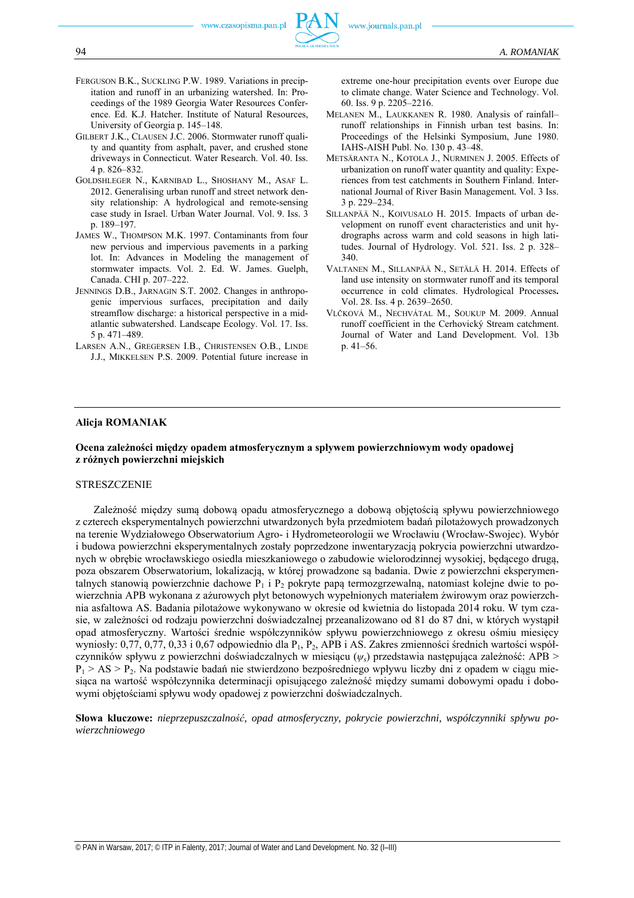FERGUSON B.K., SUCKLING P.W. 1989. Variations in precipitation and runoff in an urbanizing watershed. In: Proceedings of the 1989 Georgia Water Resources Conference. Ed. K.J. Hatcher. Institute of Natural Resources, University of Georgia p. 145–148.

GILBERT J.K., CLAUSEN J.C. 2006. Stormwater runoff quality and quantity from asphalt, paver, and crushed stone driveways in Connecticut. Water Research. Vol. 40. Iss. 4 p. 826–832.

GOLDSHLEGER N., KARNIBAD L., SHOSHANY M., ASAF L. 2012. Generalising urban runoff and street network density relationship: A hydrological and remote-sensing case study in Israel. Urban Water Journal. Vol. 9. Iss. 3 p. 189–197.

JAMES W., THOMPSON M.K. 1997. Contaminants from four new pervious and impervious pavements in a parking lot. In: Advances in Modeling the management of stormwater impacts. Vol. 2. Ed. W. James. Guelph, Canada. CHI p. 207–222.

JENNINGS D.B., JARNAGIN S.T. 2002. Changes in anthropogenic impervious surfaces, precipitation and daily streamflow discharge: a historical perspective in a mid-atlantic subwatershed. Landscape Ecology. Vol. 17. Iss. 5 p. 471–489.

LARSEN A.N., GREGERSEN I.B., CHRISTENSEN O.B., LINDE J.J., MIKKELSEN P.S. 2009. Potential future increase in extreme one-hour precipitation events over Europe due to climate change. Water Science and Technology. Vol. 60. Iss. 9 p. 2205–2216.

MELANEN M., LAUKKANEN R. 1980. Analysis of rainfall–runoff relationships in Finnish urban test basins. In: Proceedings of the Helsinki Symposium, June 1980. IAHS-AISH Publ. No. 130 p. 43–48.

METSÄRANTA N., KOTOLA J., NURMINEN J. 2005. Effects of urbanization on runoff water quantity and quality: Experiences from test catchments in Southern Finland. International Journal of River Basin Management. Vol. 3 Iss. 3 p. 229–234.

SILLANPÄÄ N., KOIVUSALO H. 2015. Impacts of urban development on runoff event characteristics and unit hydrographs across warm and cold seasons in high latitudes. Journal of Hydrology. Vol. 521. Iss. 2 p. 328–340.

VALTANEN M., SILLANPÄÄ N., SETÄLÄ H. 2014. Effects of land use intensity on stormwater runoff and its temporal occurrence in cold climates. Hydrological Processes. Vol. 28. Iss. 4 p. 2639–2650.

VLČKOVÁ M., NECHVÁTAL M., SOUKUP M. 2009. Annual runoff coefficient in the Cerhovický Stream catchment. Journal of Water and Land Development. Vol. 13b p. 41–56.

---

**Alicja ROMANIAK**

**Ocena zależności między opadem atmosferycznym a spływem powierzchniowym wody opadowej z różnych powierzchni miejskich**

STRESZCZENIE

Zależność między sumą dobową opadu atmosferycznego a dobową objętością spływu powierzchniowego z czterech eksperymentalnych powierzchni utwardzonych była przedmiotem badań pilotażowych prowadzonych na terenie Wydziałowego Obserwatorium Agro- i Hydrometeorologii we Wrocławiu (Wrocław-Swojec). Wybór i budowa powierzchni eksperymentalnych zostały poprzedzone inwentaryzacją pokrycia powierzchni utwardzonych w obrębie wrocławskiego osiedla mieszkaniowego o zabudowie wielorodzinnej wysokiej, będącego drugą, poza obszarem Obserwatorium, lokalizacją, w której prowadzone są badania. Dwie z powierzchni eksperymentalnych stanowią powierzchnie dachowe $P_1$ i $P_2$ pokryte papą termozgrzewalną, natomiast kolejne dwie to powierzchnia APB wykonana z ażurowych płyt betonowych wypełnionych materiałem żwirowym oraz powierzchnia asfaltowa AS. Badania pilotażowe wykonywano w okresie od kwietnia do listopada 2014 roku. W tym czasie, w zależności od rodzaju powierzchni doświadczalnej przeanalizowano od 81 do 87 dni, w których wystąpił opad atmosferyczny. Wartości średnie współczynników spływu powierzchniowego z okresu ośmiu miesięcy wyniosły: 0,77, 0,77, 0,33 i 0,67 odpowiednio dla $P_1$, $P_2$, APB i AS. Zakres zmienności średnich wartości współczynników spływu z powierzchni doświadczalnych w miesiącu ($\psi_s$) przedstawia następująca zależność: APB > $P_1$ > AS > $P_2$. Na podstawie badań nie stwierdzono bezpośredniego wpływu liczby dni z opadem w ciągu miesiąca na wartość współczynnika determinacji opisującego zależność między sumami dobowymi opadu i dobowymi objętościami spływu wody opadowej z powierzchni doświadczalnych.

**Słowa kluczowe:** *nieprzepuszczalność, opad atmosferyczny, pokrycie powierzchni, współczynniki spływu powierzchniowego*